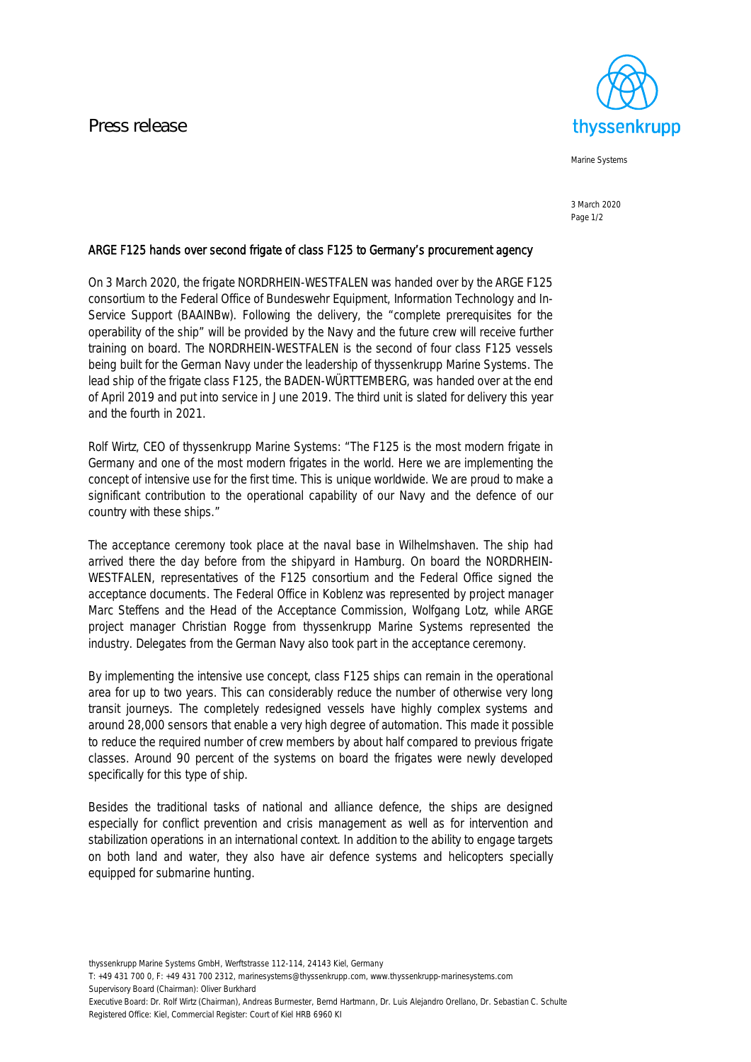# Press release

thyssenkrupp

Marine Systems

3 March 2020

## ARGE F125 hands over second frigate of class F125 to Germany's procurement agency

On 3 March 2020, the frigate NORDRHEIN-WESTFALEN was handed over by the ARGE F125 consortium to the Federal Office of Bundeswehr Equipment, Information Technology and In-Service Support (BAAINBw). Following the delivery, the "complete prerequisites for the operability of the ship" will be provided by the Navy and the future crew will receive further training on board. The NORDRHEIN-WESTFALEN is the second of four class F125 vessels being built for the German Navy under the leadership of thyssenkrupp Marine Systems. The lead ship of the frigate class F125, the BADEN-WÜRTTEMBERG, was handed over at the end of April 2019 and put into service in June 2019. The third unit is slated for delivery this year and the fourth in 2021.

Rolf Wirtz, CEO of thyssenkrupp Marine Systems: "The F125 is the most modern frigate in Germany and one of the most modern frigates in the world. Here we are implementing the concept of intensive use for the first time. This is unique worldwide. We are proud to make a significant contribution to the operational capability of our Navy and the defence of our country with these ships."

The acceptance ceremony took place at the naval base in Wilhelmshaven. The ship had arrived there the day before from the shipyard in Hamburg. On board the NORDRHEIN-WESTFALEN, representatives of the F125 consortium and the Federal Office signed the acceptance documents. The Federal Office in Koblenz was represented by project manager Marc Steffens and the Head of the Acceptance Commission, Wolfgang Lotz, while ARGE project manager Christian Rogge from thyssenkrupp Marine Systems represented the industry. Delegates from the German Navy also took part in the acceptance ceremony.

By implementing the intensive use concept, class F125 ships can remain in the operational area for up to two years. This can considerably reduce the number of otherwise very long transit journeys. The completely redesigned vessels have highly complex systems and around 28,000 sensors that enable a very high degree of automation. This made it possible to reduce the required number of crew members by about half compared to previous frigate classes. Around 90 percent of the systems on board the frigates were newly developed specifically for this type of ship.

Besides the traditional tasks of national and alliance defence, the ships are designed especially for conflict prevention and crisis management as well as for intervention and stabilization operations in an international context. In addition to the ability to engage targets on both land and water, they also have air defence systems and helicopters specially equipped for submarine hunting.

thyssenkrupp Marine Systems GmbH, Werftstrasse 112-114, 24143 Kiel, Germany
T: +49 431 700 0, F: +49 431 700 2312, marinesystems@thyssenkrupp.com, www.thyssenkrupp-marinesystems.com
Supervisory Board (Chairman): Oliver Burkhard
Executive Board: Dr. Rolf Wirtz (Chairman), Andreas Burmester, Bernd Hartmann, Dr. Luis Alejandro Orellano, Dr. Sebastian C. Schulte
Registered Office: Kiel, Commercial Register: Court of Kiel HRB 6960 KI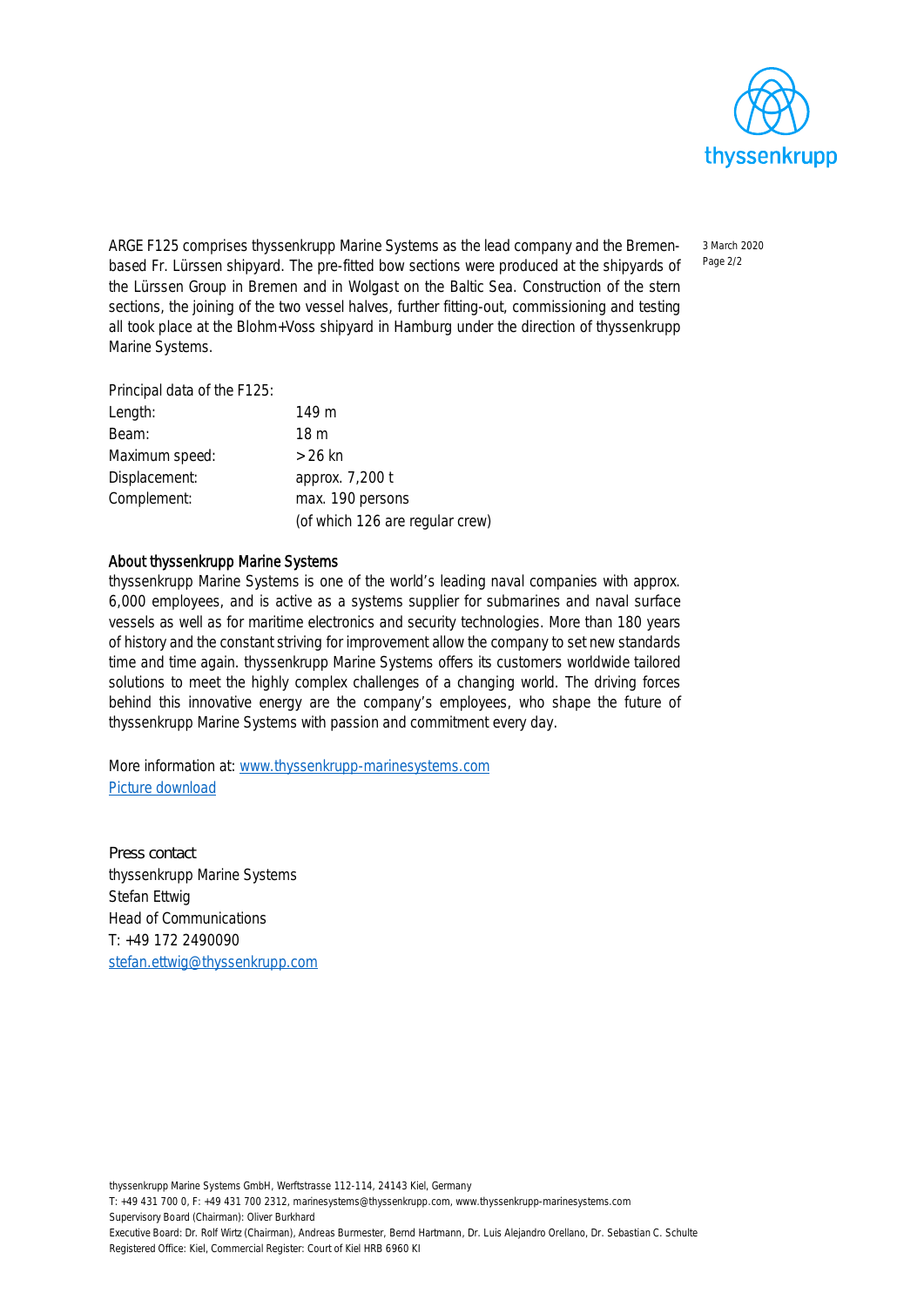ARGE F125 comprises thyssenkrupp Marine Systems as the lead company and the Bremen-based Fr. Lürssen shipyard. The pre-fitted bow sections were produced at the shipyards of the Lürssen Group in Bremen and in Wolgast on the Baltic Sea. Construction of the stern sections, the joining of the two vessel halves, further fitting-out, commissioning and testing all took place at the Blohm+Voss shipyard in Hamburg under the direction of thyssenkrupp Marine Systems.

Principal data of the F125:

| | |
|---|---|
| Length: | 149 m |
| Beam: | 18 m |
| Maximum speed: | > 26 kn |
| Displacement: | approx. 7,200 t |
| Complement: | max. 190 persons (of which 126 are regular crew) |

## About thyssenkrupp Marine Systems

thyssenkrupp Marine Systems is one of the world's leading naval companies with approx. 6,000 employees, and is active as a systems supplier for submarines and naval surface vessels as well as for maritime electronics and security technologies. More than 180 years of history and the constant striving for improvement allow the company to set new standards time and time again. thyssenkrupp Marine Systems offers its customers worldwide tailored solutions to meet the highly complex challenges of a changing world. The driving forces behind this innovative energy are the company's employees, who shape the future of thyssenkrupp Marine Systems with passion and commitment every day.

More information at: www.thyssenkrupp-marinesystems.com
Picture download

Press contact
thyssenkrupp Marine Systems
Stefan Ettwig
Head of Communications
T: +49 172 2490090
stefan.ettwig@thyssenkrupp.com

thyssenkrupp Marine Systems GmbH, Werftstrasse 112-114, 24143 Kiel, Germany
T: +49 431 700 0, F: +49 431 700 2312, marinesystems@thyssenkrupp.com, www.thyssenkrupp-marinesystems.com
Supervisory Board (Chairman): Oliver Burkhard
Executive Board: Dr. Rolf Wirtz (Chairman), Andreas Burmester, Bernd Hartmann, Dr. Luis Alejandro Orellano, Dr. Sebastian C. Schulte
Registered Office: Kiel, Commercial Register: Court of Kiel HRB 6960 KI